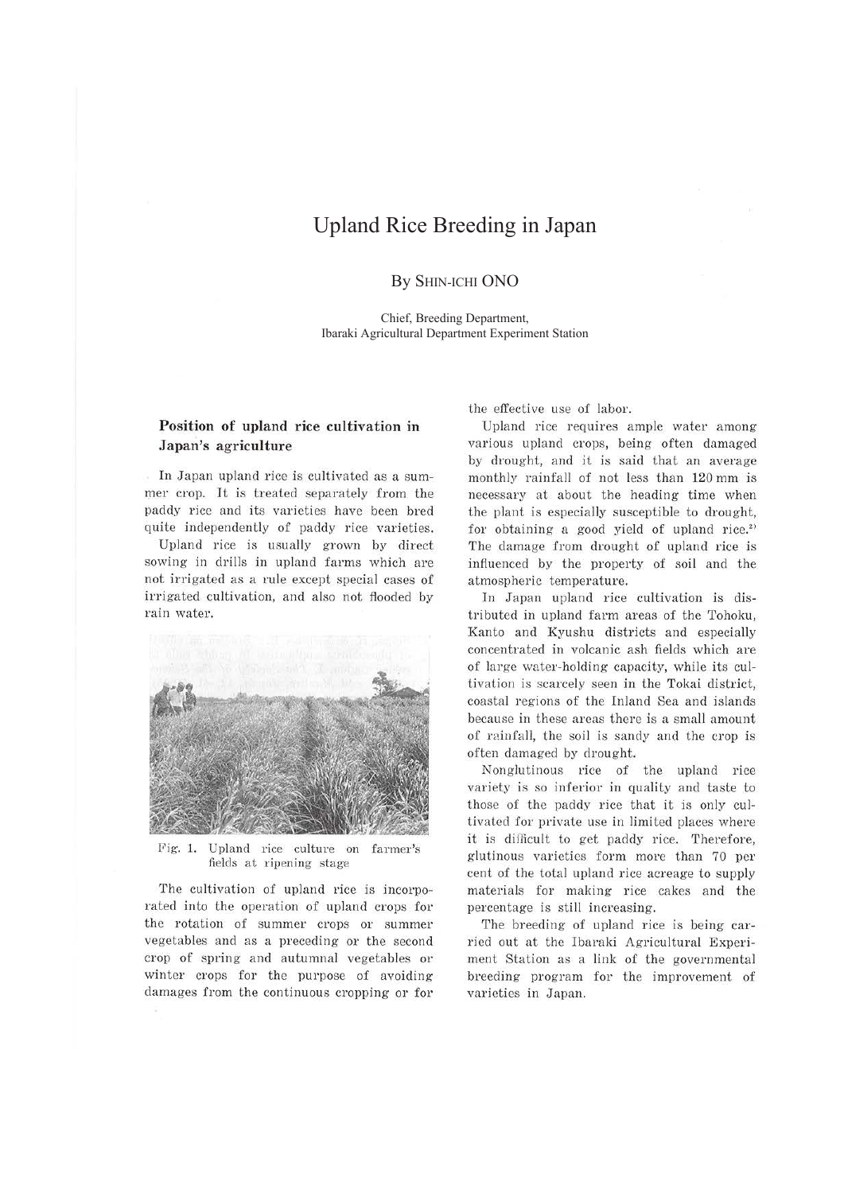# Upland Rice Breeding in Japan

By SHIN-ICHI ONO

Chief, Breeding Department,
Ibaraki Agricultural Department Experiment Station

## Position of upland rice cultivation in Japan's agriculture

In Japan upland rice is cultivated as a summer crop. It is treated separately from the paddy rice and its varieties have been bred quite independently of paddy rice varieties.

Upland rice is usually grown by direct sowing in drills in upland farms which are not irrigated as a rule except special cases of irrigated cultivation, and also not flooded by rain water.

Fig. 1. Upland rice culture on farmer's fields at ripening stage

The cultivation of upland rice is incorporated into the operation of upland crops for the rotation of summer crops or summer vegetables and as a preceding or the second crop of spring and autumnal vegetables or winter crops for the purpose of avoiding damages from the continuous cropping or for the effective use of labor.

Upland rice requires ample water among various upland crops, being often damaged by drought, and it is said that an average monthly rainfall of not less than 120 mm is necessary at about the heading time when the plant is especially susceptible to drought, for obtaining a good yield of upland rice.[2] The damage from drought of upland rice is influenced by the property of soil and the atmospheric temperature.

In Japan upland rice cultivation is distributed in upland farm areas of the Tohoku, Kanto and Kyushu districts and especially concentrated in volcanic ash fields which are of large water-holding capacity, while its cultivation is scarcely seen in the Tokai district, coastal regions of the Inland Sea and islands because in these areas there is a small amount of rainfall, the soil is sandy and the crop is often damaged by drought.

Nonglutinous rice of the upland rice variety is so inferior in quality and taste to those of the paddy rice that it is only cultivated for private use in limited places where it is difficult to get paddy rice. Therefore, glutinous varieties form more than 70 per cent of the total upland rice acreage to supply materials for making rice cakes and the percentage is still increasing.

The breeding of upland rice is being carried out at the Ibaraki Agricultural Experiment Station as a link of the governmental breeding program for the improvement of varieties in Japan.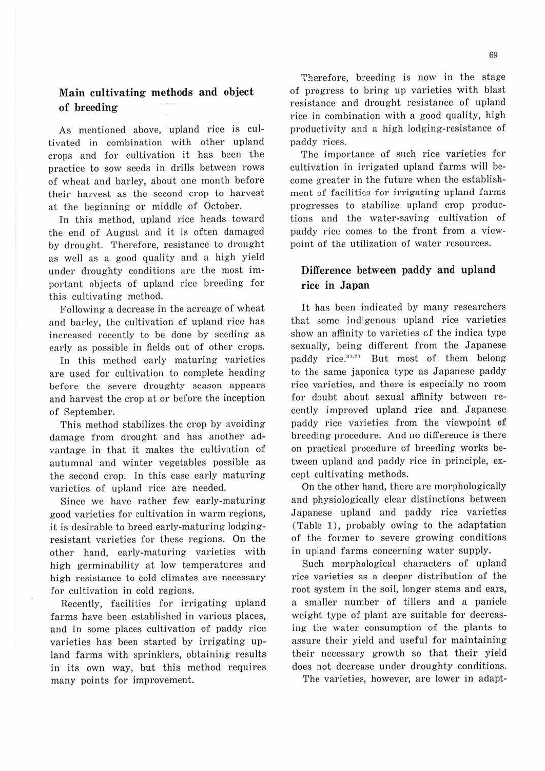## Main cultivating methods and object of breeding

As mentioned above, upland rice is cultivated in combination with other upland crops and for cultivation it has been the practice to sow seeds in drills between rows of wheat and barley, about one month before their harvest as the second crop to harvest at the beginning or middle of October.

In this method, upland rice heads toward the end of August and it is often damaged by drought. Therefore, resistance to drought as well as a good quality and a high yield under droughty conditions are the most important objects of upland rice breeding for this cultivating method.

Following a decrease in the acreage of wheat and barley, the cultivation of upland rice has increased recently to be done by seeding as early as possible in fields out of other crops.

In this method early maturing varieties are used for cultivation to complete heading before the severe droughty season appears and harvest the crop at or before the inception of September.

This method stabilizes the crop by avoiding damage from drought and has another advantage in that it makes the cultivation of autumnal and winter vegetables possible as the second crop. In this case early maturing varieties of upland rice are needed.

Since we have rather few early-maturing good varieties for cultivation in warm regions, it is desirable to breed early-maturing lodging-resistant varieties for these regions. On the other hand, early-maturing varieties with high germinability at low temperatures and high resistance to cold climates are necessary for cultivation in cold regions.

Recently, facilities for irrigating upland farms have been established in various places, and in some places cultivation of paddy rice varieties has been started by irrigating upland farms with sprinklers, obtaining results in its own way, but this method requires many points for improvement.

Therefore, breeding is now in the stage of progress to bring up varieties with blast resistance and drought resistance of upland rice in combination with a good quality, high productivity and a high lodging-resistance of paddy rices.

The importance of such rice varieties for cultivation in irrigated upland farms will become greater in the future when the establishment of facilities for irrigating upland farms progresses to stabilize upland crop productions and the water-saving cultivation of paddy rice comes to the front from a viewpoint of the utilization of water resources.

## Difference between paddy and upland rice in Japan

It has been indicated by many researchers that some indigenous upland rice varieties show an affinity to varieties of the indica type sexually, being different from the Japanese paddy rice.[3),7)] But most of them belong to the same japonica type as Japanese paddy rice varieties, and there is especially no room for doubt about sexual affinity between recently improved upland rice and Japanese paddy rice varieties from the viewpoint of breeding procedure. And no difference is there on practical procedure of breeding works between upland and paddy rice in principle, except cultivating methods.

On the other hand, there are morphologically and physiologically clear distinctions between Japanese upland and paddy rice varieties (Table 1), probably owing to the adaptation of the former to severe growing conditions in upland farms concerning water supply.

Such morphological characters of upland rice varieties as a deeper distribution of the root system in the soil, longer stems and ears, a smaller number of tillers and a panicle weight type of plant are suitable for decreasing the water consumption of the plants to assure their yield and useful for maintaining their necessary growth so that their yield does not decrease under droughty conditions.

The varieties, however, are lower in adapt-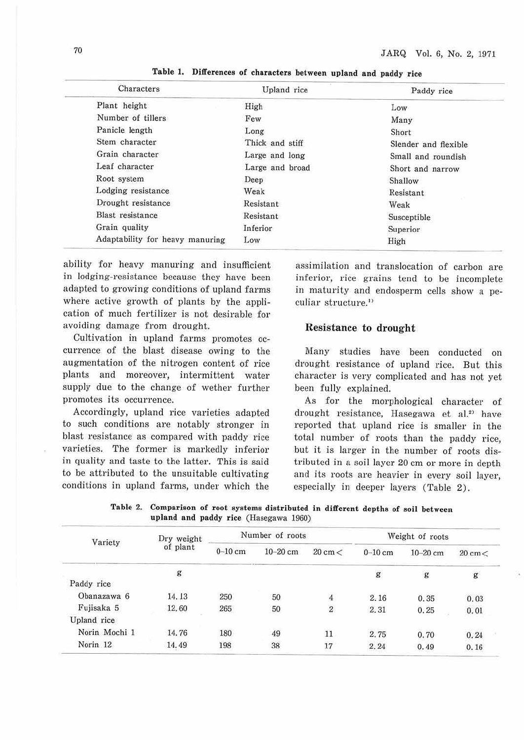**Table 1. Differences of characters between upland and paddy rice**

| Characters | Upland rice | Paddy rice |
|---|---|---|
| Plant height | High | Low |
| Number of tillers | Few | Many |
| Panicle length | Long | Short |
| Stem character | Thick and stiff | Slender and flexible |
| Grain character | Large and long | Small and roundish |
| Leaf character | Large and broad | Short and narrow |
| Root system | Deep | Shallow |
| Lodging resistance | Weak | Resistant |
| Drought resistance | Resistant | Weak |
| Blast resistance | Resistant | Susceptible |
| Grain quality | Inferior | Superior |
| Adaptability for heavy manuring | Low | High |

ability for heavy manuring and insufficient in lodging-resistance because they have been adapted to growing conditions of upland farms where active growth of plants by the application of much fertilizer is not desirable for avoiding damage from drought.

Cultivation in upland farms promotes occurrence of the blast disease owing to the augmentation of the nitrogen content of rice plants and moreover, intermittent water supply due to the change of wether further promotes its occurrence.

Accordingly, upland rice varieties adapted to such conditions are notably stronger in blast resistance as compared with paddy rice varieties. The former is markedly inferior in quality and taste to the latter. This is said to be attributed to the unsuitable cultivating conditions in upland farms, under which the assimilation and translocation of carbon are inferior, rice grains tend to be incomplete in maturity and endosperm cells show a peculiar structure.[1]

## Resistance to drought

Many studies have been conducted on drought resistance of upland rice. But this character is very complicated and has not yet been fully explained.

As for the morphological character of drought resistance, Hasegawa et al.[2] have reported that upland rice is smaller in the total number of roots than the paddy rice, but it is larger in the number of roots distributed in a soil layer 20 cm or more in depth and its roots are heavier in every soil layer, especially in deeper layers (Table 2).

**Table 2. Comparison of root systems distributed in different depths of soil between upland and paddy rice** (Hasegawa 1960)

| Variety | Dry weight of plant | Number of roots | | | Weight of roots | | |
|---|---|---|---|---|---|---|---|
| | | 0–10 cm | 10–20 cm | 20 cm< | 0–10 cm | 10–20 cm | 20 cm< |
| | g | | | | g | g | g |
| Paddy rice | | | | | | | |
| Obanazawa 6 | 14.13 | 250 | 50 | 4 | 2.16 | 0.35 | 0.03 |
| Fujisaka 5 | 12.60 | 265 | 50 | 2 | 2.31 | 0.25 | 0.01 |
| Upland rice | | | | | | | |
| Norin Mochi 1 | 14.76 | 180 | 49 | 11 | 2.75 | 0.70 | 0.24 |
| Norin 12 | 14.49 | 198 | 38 | 17 | 2.24 | 0.49 | 0.16 |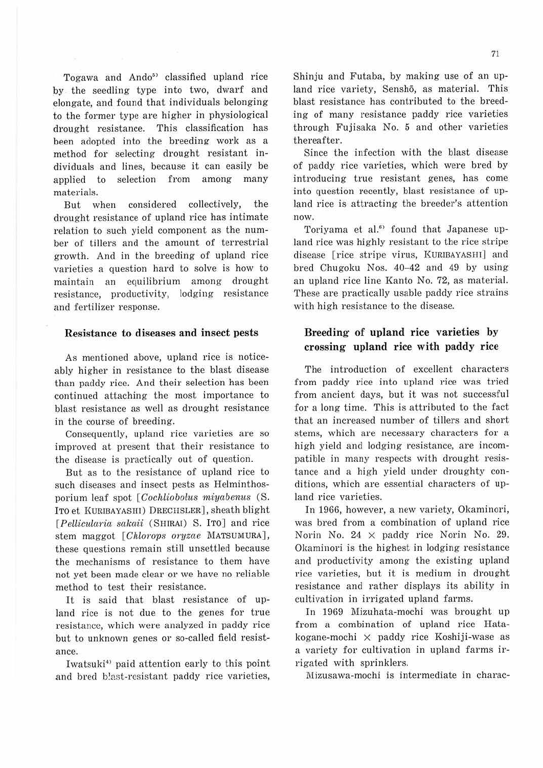Togawa and Ando[5] classified upland rice by the seedling type into two, dwarf and elongate, and found that individuals belonging to the former type are higher in physiological drought resistance. This classification has been adopted into the breeding work as a method for selecting drought resistant individuals and lines, because it can easily be applied to selection from among many materials.

But when considered collectively, the drought resistance of upland rice has intimate relation to such yield component as the number of tillers and the amount of terrestrial growth. And in the breeding of upland rice varieties a question hard to solve is how to maintain an equilibrium among drought resistance, productivity, lodging resistance and fertilizer response.

## Resistance to diseases and insect pests

As mentioned above, upland rice is noticeably higher in resistance to the blast disease than paddy rice. And their selection has been continued attaching the most importance to blast resistance as well as drought resistance in the course of breeding.

Consequently, upland rice varieties are so improved at present that their resistance to the disease is practically out of question.

But as to the resistance of upland rice to such diseases and insect pests as Helminthosporium leaf spot [*Cochliobolus miyabenus* (S. Ito et Kuribayashi) Drechsler], sheath blight [*Pellicularia sakaii* (Shirai) S. Ito] and rice stem maggot [*Chlorops oryzae* Matsumura], these questions remain still unsettled because the mechanisms of resistance to them have not yet been made clear or we have no reliable method to test their resistance.

It is said that blast resistance of upland rice is not due to the genes for true resistance, which were analyzed in paddy rice but to unknown genes or so-called field resistance.

Iwatsuki[4] paid attention early to this point and bred blast-resistant paddy rice varieties, Shinju and Futaba, by making use of an upland rice variety, Senshō, as material. This blast resistance has contributed to the breeding of many resistance paddy rice varieties through Fujisaka No. 5 and other varieties thereafter.

Since the infection with the blast disease of paddy rice varieties, which were bred by introducing true resistant genes, has come into question recently, blast resistance of upland rice is attracting the breeder's attention now.

Toriyama et al.[6] found that Japanese upland rice was highly resistant to the rice stripe disease [rice stripe virus, Kuribayashi] and bred Chugoku Nos. 40–42 and 49 by using an upland rice line Kanto No. 72, as material. These are practically usable paddy rice strains with high resistance to the disease.

## Breeding of upland rice varieties by crossing upland rice with paddy rice

The introduction of excellent characters from paddy rice into upland rice was tried from ancient days, but it was not successful for a long time. This is attributed to the fact that an increased number of tillers and short stems, which are necessary characters for a high yield and lodging resistance, are incompatible in many respects with drought resistance and a high yield under droughty conditions, which are essential characters of upland rice varieties.

In 1966, however, a new variety, Okaminori, was bred from a combination of upland rice Norin No. 24 × paddy rice Norin No. 29. Okaminori is the highest in lodging resistance and productivity among the existing upland rice varieties, but it is medium in drought resistance and rather displays its ability in cultivation in irrigated upland farms.

In 1969 Mizuhata-mochi was brought up from a combination of upland rice Hatakogane-mochi × paddy rice Koshiji-wase as a variety for cultivation in upland farms irrigated with sprinklers.

Mizusawa-mochi is intermediate in charac-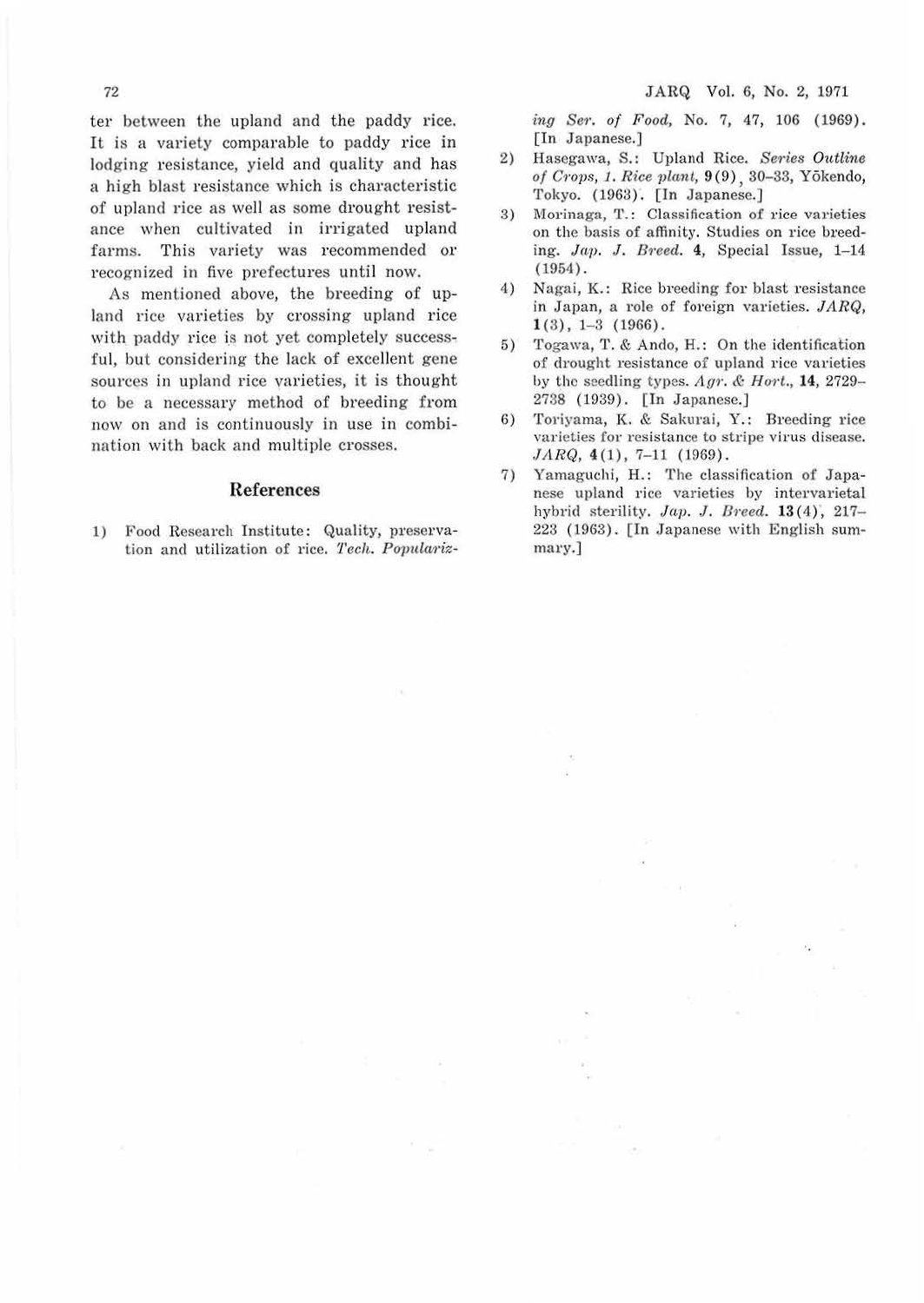ter between the upland and the paddy rice. It is a variety comparable to paddy rice in lodging resistance, yield and quality and has a high blast resistance which is characteristic of upland rice as well as some drought resistance when cultivated in irrigated upland farms. This variety was recommended or recognized in five prefectures until now.

As mentioned above, the breeding of upland rice varieties by crossing upland rice with paddy rice is not yet completely successful, but considering the lack of excellent gene sources in upland rice varieties, it is thought to be a necessary method of breeding from now on and is continuously in use in combination with back and multiple crosses.

## References

1) Food Research Institute: Quality, preservation and utilization of rice. *Tech. Popularizing Ser. of Food*, No. 7, 47, 106 (1969). [In Japanese.]
2) Hasegawa, S.: Upland Rice. *Series Outline of Crops, 1. Rice plant*, **9**(9), 30–33, Yōkendo, Tokyo. (1963). [In Japanese.]
3) Morinaga, T.: Classification of rice varieties on the basis of affinity. Studies on rice breeding. *Jap. J. Breed.* **4**, Special Issue, 1–14 (1954).
4) Nagai, K.: Rice breeding for blast resistance in Japan, a role of foreign varieties. *JARQ*, **1**(3), 1–3 (1966).
5) Togawa, T. & Ando, H.: On the identification of drought resistance of upland rice varieties by the seedling types. *Agr. & Hort.*, **14**, 2729–2738 (1939). [In Japanese.]
6) Toriyama, K. & Sakurai, Y.: Breeding rice varieties for resistance to stripe virus disease. *JARQ*, **4**(1), 7–11 (1969).
7) Yamaguchi, H.: The classification of Japanese upland rice varieties by intervarietal hybrid sterility. *Jap. J. Breed.* **13**(4), 217–223 (1963). [In Japanese with English summary.]